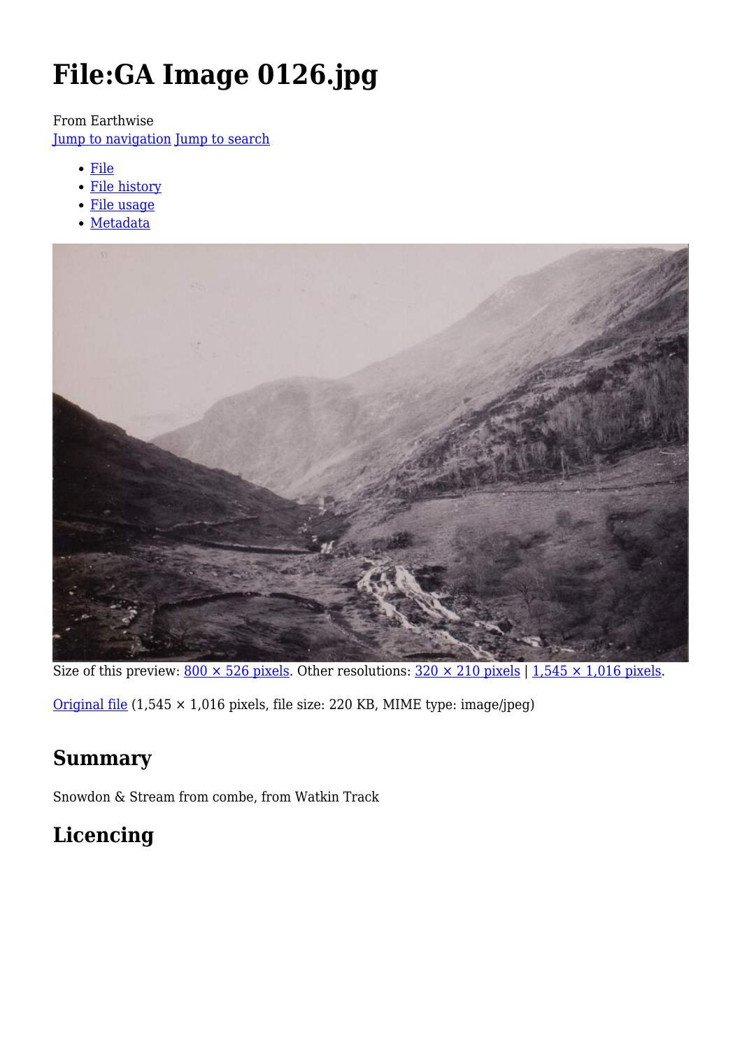# File:GA Image 0126.jpg

From Earthwise

Jump to navigation Jump to search

- File
- File history
- File usage
- Metadata

Size of this preview: 800 × 526 pixels. Other resolutions: 320 × 210 pixels | 1,545 × 1,016 pixels.

Original file (1,545 × 1,016 pixels, file size: 220 KB, MIME type: image/jpeg)

## Summary

Snowdon & Stream from combe, from Watkin Track

## Licencing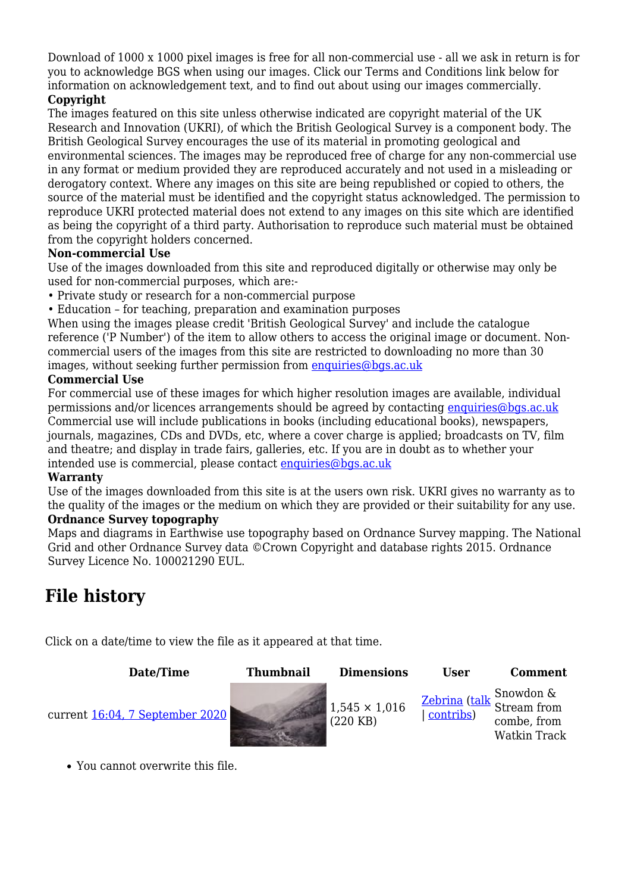Download of 1000 x 1000 pixel images is free for all non-commercial use - all we ask in return is for you to acknowledge BGS when using our images. Click our Terms and Conditions link below for information on acknowledgement text, and to find out about using our images commercially.

**Copyright**

The images featured on this site unless otherwise indicated are copyright material of the UK Research and Innovation (UKRI), of which the British Geological Survey is a component body. The British Geological Survey encourages the use of its material in promoting geological and environmental sciences. The images may be reproduced free of charge for any non-commercial use in any format or medium provided they are reproduced accurately and not used in a misleading or derogatory context. Where any images on this site are being republished or copied to others, the source of the material must be identified and the copyright status acknowledged. The permission to reproduce UKRI protected material does not extend to any images on this site which are identified as being the copyright of a third party. Authorisation to reproduce such material must be obtained from the copyright holders concerned.

**Non-commercial Use**

Use of the images downloaded from this site and reproduced digitally or otherwise may only be used for non-commercial purposes, which are:-

- Private study or research for a non-commercial purpose
- Education – for teaching, preparation and examination purposes

When using the images please credit 'British Geological Survey' and include the catalogue reference ('P Number') of the item to allow others to access the original image or document. Non-commercial users of the images from this site are restricted to downloading no more than 30 images, without seeking further permission from enquiries@bgs.ac.uk

**Commercial Use**

For commercial use of these images for which higher resolution images are available, individual permissions and/or licences arrangements should be agreed by contacting enquiries@bgs.ac.uk Commercial use will include publications in books (including educational books), newspapers, journals, magazines, CDs and DVDs, etc, where a cover charge is applied; broadcasts on TV, film and theatre; and display in trade fairs, galleries, etc. If you are in doubt as to whether your intended use is commercial, please contact enquiries@bgs.ac.uk

**Warranty**

Use of the images downloaded from this site is at the users own risk. UKRI gives no warranty as to the quality of the images or the medium on which they are provided or their suitability for any use.

**Ordnance Survey topography**

Maps and diagrams in Earthwise use topography based on Ordnance Survey mapping. The National Grid and other Ordnance Survey data ©Crown Copyright and database rights 2015. Ordnance Survey Licence No. 100021290 EUL.

# File history

Click on a date/time to view the file as it appeared at that time.

| | Date/Time | Thumbnail | Dimensions | User | Comment |
|---|---|---|---|---|---|
| current | 16:04, 7 September 2020 | | 1,545 × 1,016 (220 KB) | Zebrina (talk \| contribs) | Snowdon & Stream from combe, from Watkin Track |

- You cannot overwrite this file.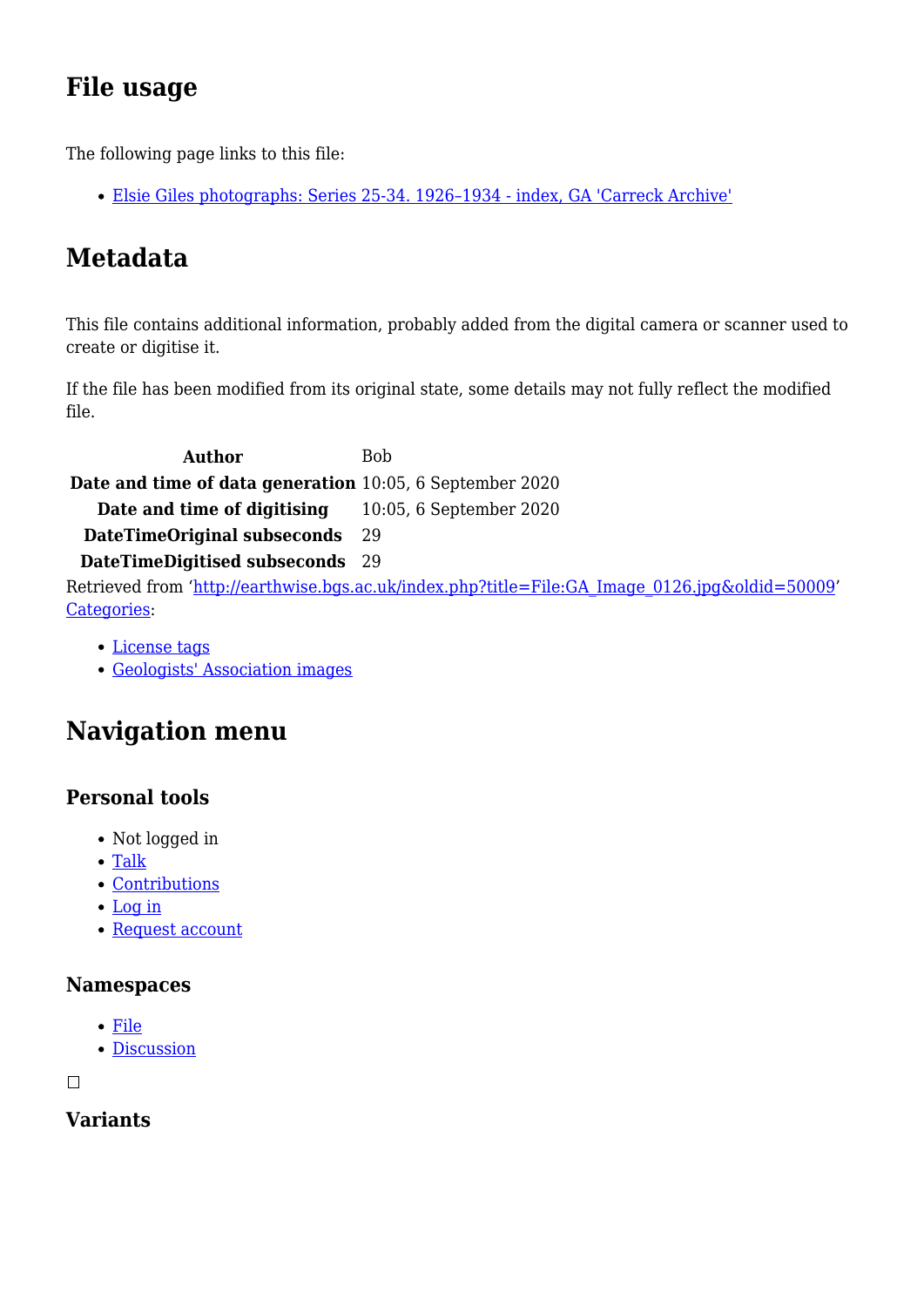## File usage

The following page links to this file:

- [Elsie Giles photographs: Series 25-34. 1926–1934 - index, GA 'Carreck Archive']()

## Metadata

This file contains additional information, probably added from the digital camera or scanner used to create or digitise it.

If the file has been modified from its original state, some details may not fully reflect the modified file.

| | |
|---|---|
| **Author** | Bob |
| **Date and time of data generation** | 10:05, 6 September 2020 |
| **Date and time of digitising** | 10:05, 6 September 2020 |
| **DateTimeOriginal subseconds** | 29 |
| **DateTimeDigitised subseconds** | 29 |

Retrieved from 'http://earthwise.bgs.ac.uk/index.php?title=File:GA_Image_0126.jpg&oldid=50009'
[Categories]():

- [License tags]()
- [Geologists' Association images]()

## Navigation menu

### Personal tools

- Not logged in
- [Talk]()
- [Contributions]()
- [Log in]()
- [Request account]()

### Namespaces

- [File]()
- [Discussion]()

☐

### Variants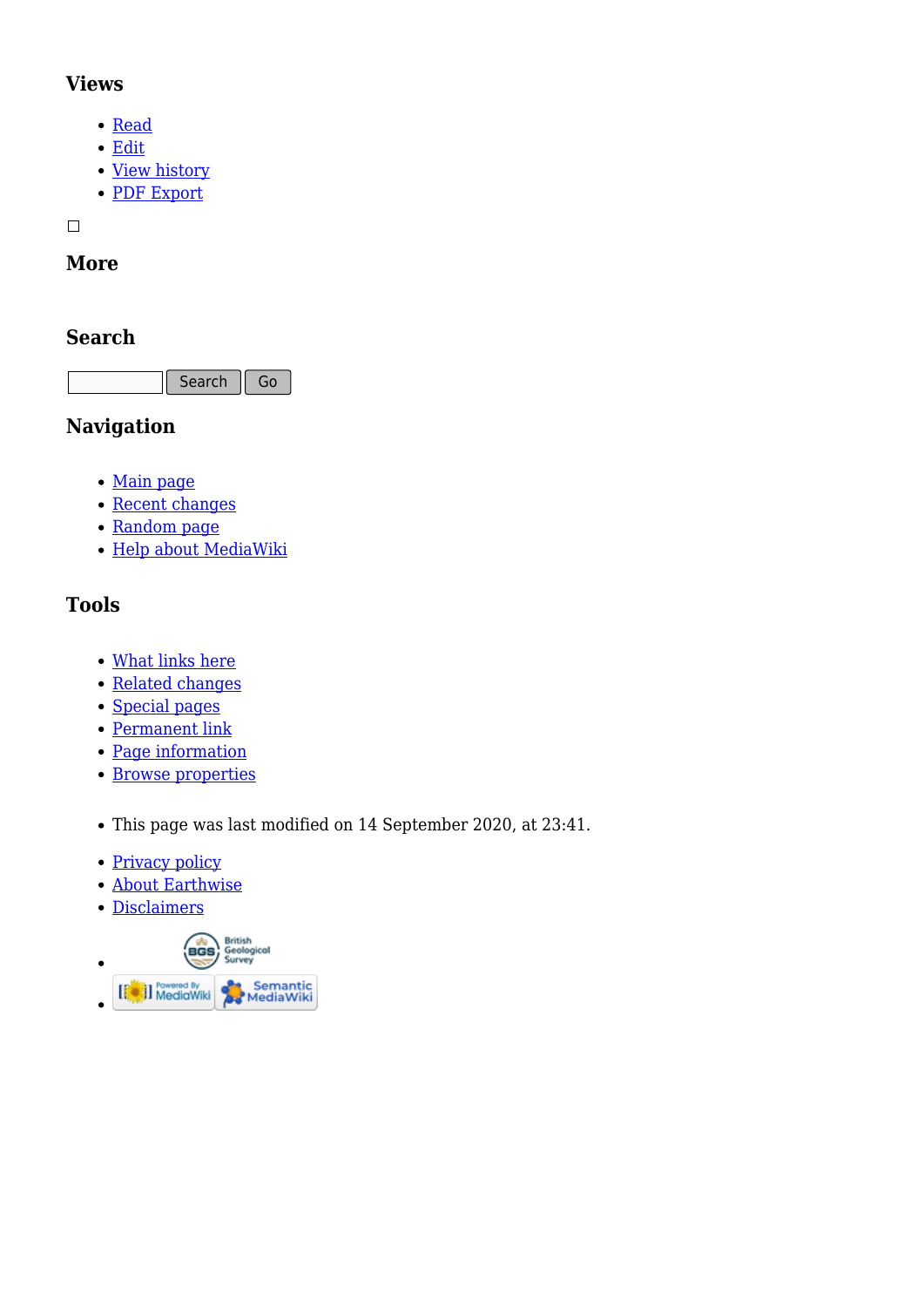### Views

- Read
- Edit
- View history
- PDF Export

### More

### Search

Search Go

### Navigation

- Main page
- Recent changes
- Random page
- Help about MediaWiki

### Tools

- What links here
- Related changes
- Special pages
- Permanent link
- Page information
- Browse properties

- This page was last modified on 14 September 2020, at 23:41.

- Privacy policy
- About Earthwise
- Disclaimers